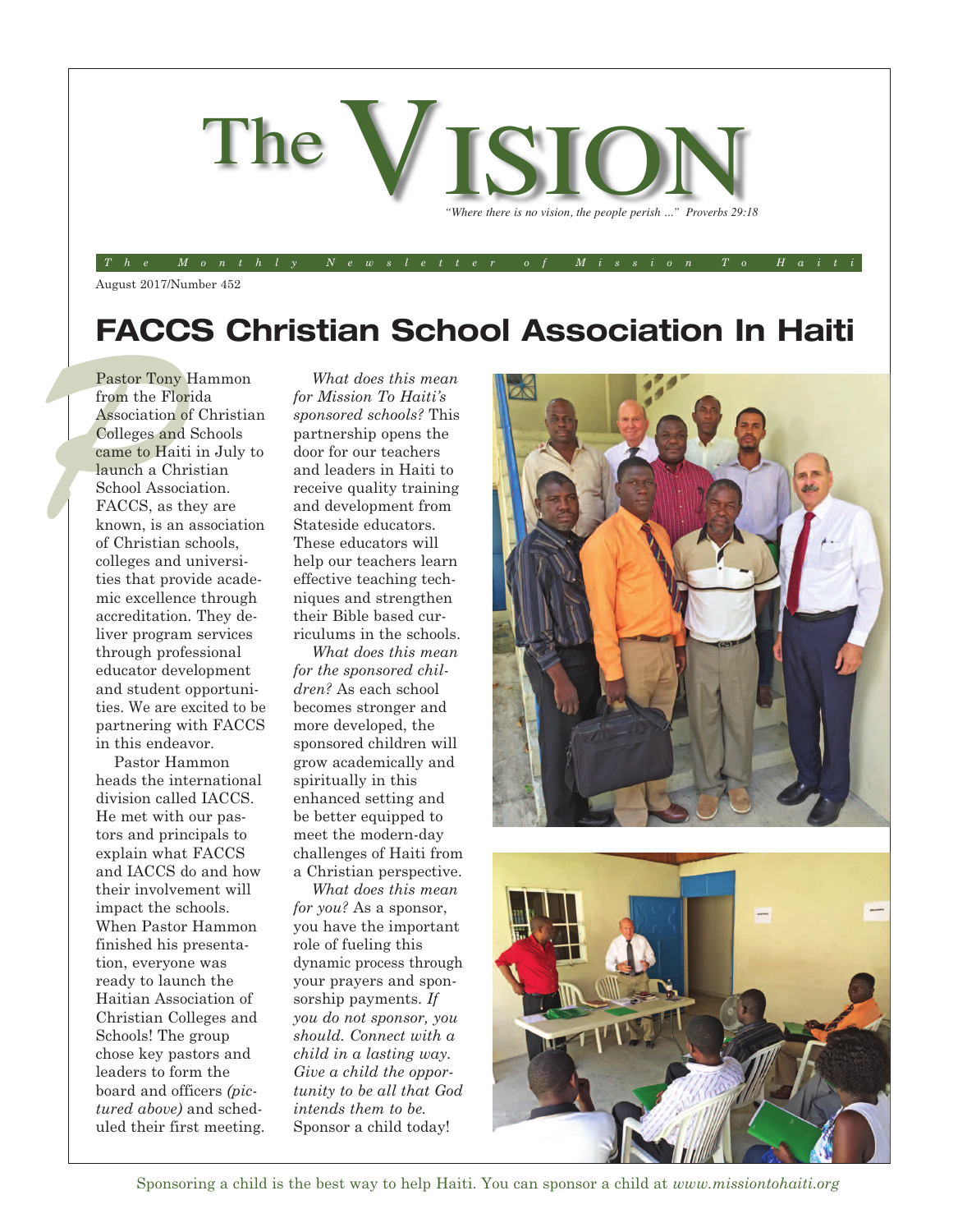# The VISION

*"Where there is no vision, the people perish ..." Proverbs 29:18*

*The Monthly Newsletter of Mission To Haiti*

August 2017/Number 452

## FACCS Christian School Association In Haiti

Pastor Tony Hammon from the Florida Association of Christian Colleges and Schools came to Haiti in July to launch a Christian School Association. FACCS, as they are known, is an association of Christian schools, colleges and universities that provide academic excellence through accreditation. They deliver program services through professional educator development and student opportunities. We are excited to be partnering with FACCS in this endeavor.

Pastor Hammon heads the international division called IACCS. He met with our pastors and principals to explain what FACCS and IACCS do and how their involvement will impact the schools. When Pastor Hammon finished his presentation, everyone was ready to launch the Haitian Association of Christian Colleges and Schools! The group chose key pastors and leaders to form the board and officers *(pictured above)* and scheduled their first meeting.

*What does this mean for Mission To Haiti's sponsored schools?* This partnership opens the door for our teachers and leaders in Haiti to receive quality training and development from Stateside educators. These educators will help our teachers learn effective teaching techniques and strengthen their Bible based curriculums in the schools.

*What does this mean for the sponsored children?* As each school becomes stronger and more developed, the sponsored children will grow academically and spiritually in this enhanced setting and be better equipped to meet the modern-day challenges of Haiti from a Christian perspective.

*What does this mean for you?* As a sponsor, you have the important role of fueling this dynamic process through your prayers and sponsorship payments. *If you do not sponsor, you should. Connect with a child in a lasting way. Give a child the opportunity to be all that God intends them to be.* Sponsor a child today!

Sponsoring a child is the best way to help Haiti. You can sponsor a child at *www.missiontohaiti.org*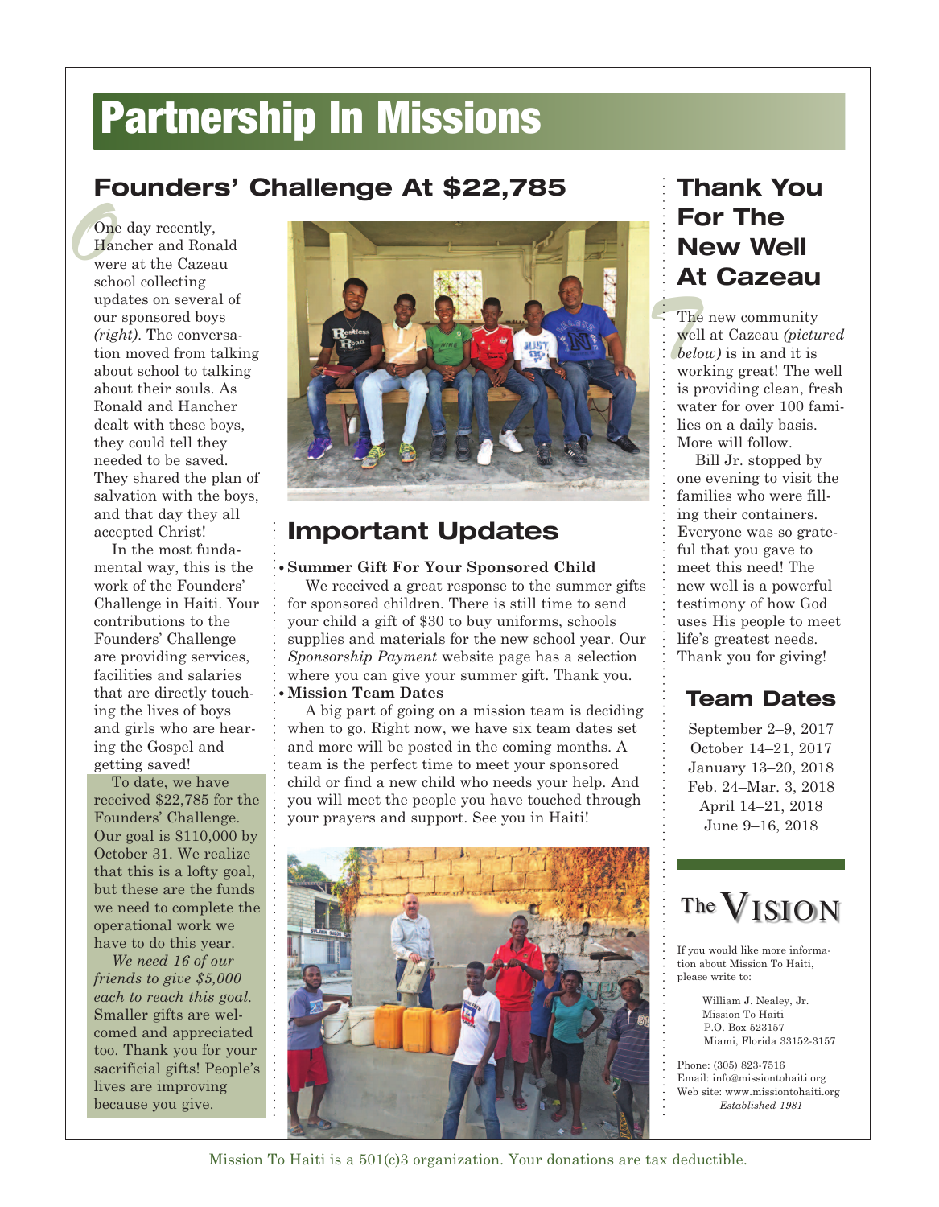# Partnership In Missions

## Founders' Challenge At $22,785

One day recently, Hancher and Ronald were at the Cazeau school collecting updates on several of our sponsored boys *(right)*. The conversation moved from talking about school to talking about their souls. As Ronald and Hancher dealt with these boys, they could tell they needed to be saved. They shared the plan of salvation with the boys, and that day they all accepted Christ!

In the most fundamental way, this is the work of the Founders' Challenge in Haiti. Your contributions to the Founders' Challenge are providing services, facilities and salaries that are directly touching the lives of boys and girls who are hearing the Gospel and getting saved!

To date, we have received $22,785 for the Founders' Challenge. Our goal is $110,000 by October 31. We realize that this is a lofty goal, but these are the funds we need to complete the operational work we have to do this year.

*We need 16 of our friends to give $5,000 each to reach this goal.* Smaller gifts are welcomed and appreciated too. Thank you for your sacrificial gifts! People's lives are improving because you give.

## Important Updates

- **Summer Gift For Your Sponsored Child**

We received a great response to the summer gifts for sponsored children. There is still time to send your child a gift of $30 to buy uniforms, schools supplies and materials for the new school year. Our *Sponsorship Payment* website page has a selection where you can give your summer gift. Thank you.

- **Mission Team Dates**

A big part of going on a mission team is deciding when to go. Right now, we have six team dates set and more will be posted in the coming months. A team is the perfect time to meet your sponsored child or find a new child who needs your help. And you will meet the people you have touched through your prayers and support. See you in Haiti!

## Thank You For The New Well At Cazeau

The new community well at Cazeau *(pictured below)* is in and it is working great! The well is providing clean, fresh water for over 100 families on a daily basis. More will follow.

Bill Jr. stopped by one evening to visit the families who were filling their containers. Everyone was so grateful that you gave to meet this need! The new well is a powerful testimony of how God uses His people to meet life's greatest needs. Thank you for giving!

## Team Dates

September 2–9, 2017
October 14–21, 2017
January 13–20, 2018
Feb. 24–Mar. 3, 2018
April 14–21, 2018
June 9–16, 2018

**The VISION**

If you would like more information about Mission To Haiti, please write to:

William J. Nealey, Jr.
Mission To Haiti
P.O. Box 523157
Miami, Florida 33152-3157

Phone: (305) 823-7516
Email: info@missiontohaiti.org
Web site: www.missiontohaiti.org
*Established 1981*

Mission To Haiti is a 501(c)3 organization. Your donations are tax deductible.